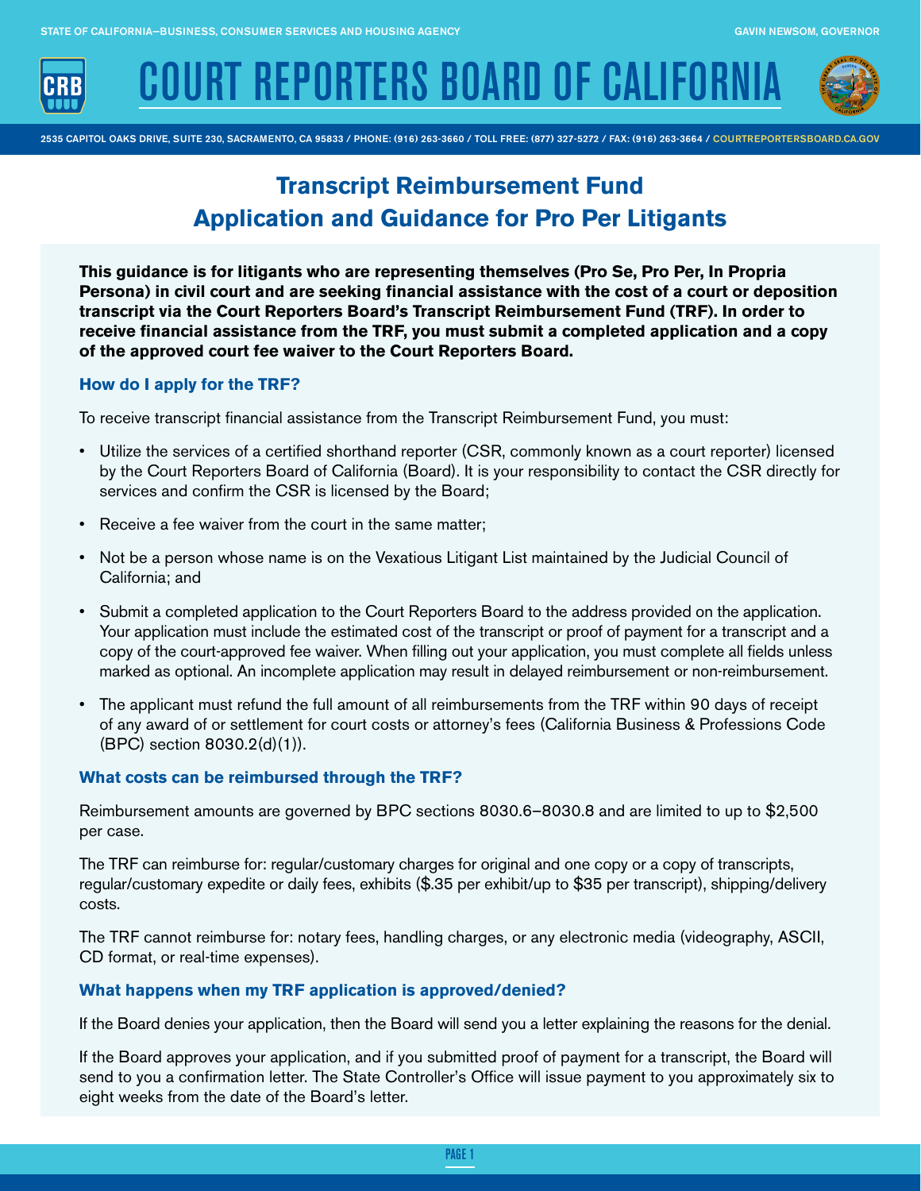# Transcript Reimbursement Fund Application and Guidance for Pro Per Litigants

**This guidance is for litigants who are representing themselves (Pro Se, Pro Per, In Propria Persona) in civil court and are seeking financial assistance with the cost of a court or deposition transcript via the Court Reporters Board's Transcript Reimbursement Fund (TRF). In order to receive financial assistance from the TRF, you must submit a completed application and a copy of the approved court fee waiver to the Court Reporters Board.**

### How do I apply for the TRF?

To receive transcript financial assistance from the Transcript Reimbursement Fund, you must:

- Utilize the services of a certified shorthand reporter (CSR, commonly known as a court reporter) licensed by the Court Reporters Board of California (Board). It is your responsibility to contact the CSR directly for services and confirm the CSR is licensed by the Board;
- Receive a fee waiver from the court in the same matter;
- Not be a person whose name is on the Vexatious Litigant List maintained by the Judicial Council of California; and
- Submit a completed application to the Court Reporters Board to the address provided on the application. Your application must include the estimated cost of the transcript or proof of payment for a transcript and a copy of the court-approved fee waiver. When filling out your application, you must complete all fields unless marked as optional. An incomplete application may result in delayed reimbursement or non-reimbursement.
- The applicant must refund the full amount of all reimbursements from the TRF within 90 days of receipt of any award of or settlement for court costs or attorney's fees (California Business & Professions Code (BPC) section 8030.2(d)(1)).

### What costs can be reimbursed through the TRF?

Reimbursement amounts are governed by BPC sections 8030.6–8030.8 and are limited to up to $2,500 per case.

The TRF can reimburse for: regular/customary charges for original and one copy or a copy of transcripts, regular/customary expedite or daily fees, exhibits ($.35 per exhibit/up to $35 per transcript), shipping/delivery costs.

The TRF cannot reimburse for: notary fees, handling charges, or any electronic media (videography, ASCII, CD format, or real-time expenses).

### What happens when my TRF application is approved/denied?

If the Board denies your application, then the Board will send you a letter explaining the reasons for the denial.

If the Board approves your application, and if you submitted proof of payment for a transcript, the Board will send to you a confirmation letter. The State Controller's Office will issue payment to you approximately six to eight weeks from the date of the Board's letter.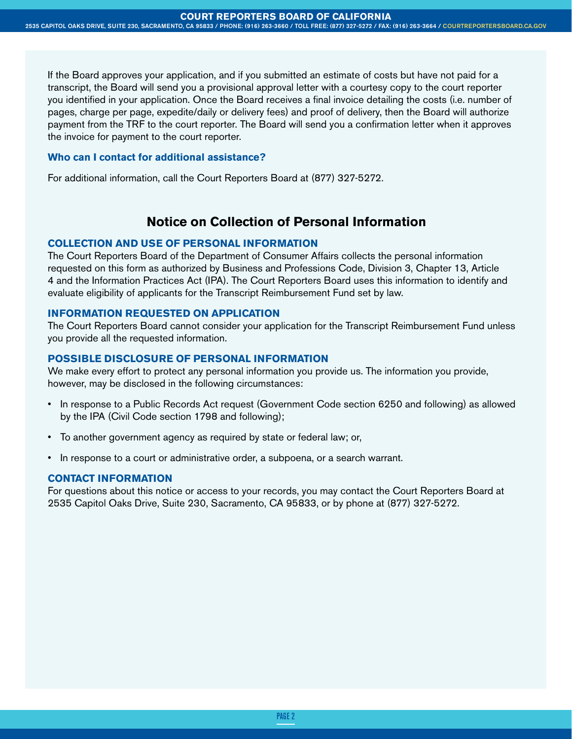If the Board approves your application, and if you submitted an estimate of costs but have not paid for a transcript, the Board will send you a provisional approval letter with a courtesy copy to the court reporter you identified in your application. Once the Board receives a final invoice detailing the costs (i.e. number of pages, charge per page, expedite/daily or delivery fees) and proof of delivery, then the Board will authorize payment from the TRF to the court reporter. The Board will send you a confirmation letter when it approves the invoice for payment to the court reporter.

### Who can I contact for additional assistance?

For additional information, call the Court Reporters Board at (877) 327-5272.

## Notice on Collection of Personal Information

### COLLECTION AND USE OF PERSONAL INFORMATION

The Court Reporters Board of the Department of Consumer Affairs collects the personal information requested on this form as authorized by Business and Professions Code, Division 3, Chapter 13, Article 4 and the Information Practices Act (IPA). The Court Reporters Board uses this information to identify and evaluate eligibility of applicants for the Transcript Reimbursement Fund set by law.

### INFORMATION REQUESTED ON APPLICATION

The Court Reporters Board cannot consider your application for the Transcript Reimbursement Fund unless you provide all the requested information.

### POSSIBLE DISCLOSURE OF PERSONAL INFORMATION

We make every effort to protect any personal information you provide us. The information you provide, however, may be disclosed in the following circumstances:

- In response to a Public Records Act request (Government Code section 6250 and following) as allowed by the IPA (Civil Code section 1798 and following);
- To another government agency as required by state or federal law; or,
- In response to a court or administrative order, a subpoena, or a search warrant.

### CONTACT INFORMATION

For questions about this notice or access to your records, you may contact the Court Reporters Board at 2535 Capitol Oaks Drive, Suite 230, Sacramento, CA 95833, or by phone at (877) 327-5272.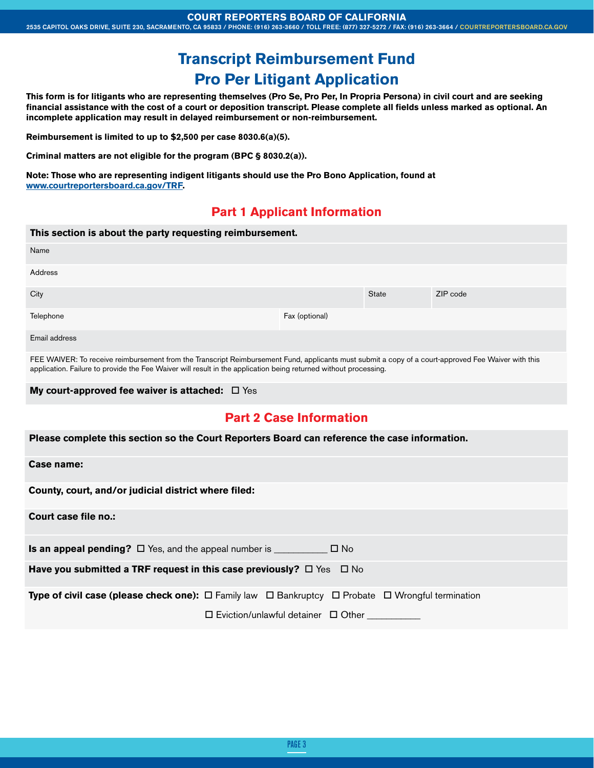# Transcript Reimbursement Fund
# Pro Per Litigant Application

**This form is for litigants who are representing themselves (Pro Se, Pro Per, In Propria Persona) in civil court and are seeking financial assistance with the cost of a court or deposition transcript. Please complete all fields unless marked as optional. An incomplete application may result in delayed reimbursement or non-reimbursement.**

**Reimbursement is limited to up to $2,500 per case 8030.6(a)(5).**

**Criminal matters are not eligible for the program (BPC § 8030.2(a)).**

**Note: Those who are representing indigent litigants should use the Pro Bono Application, found at [www.courtreportersboard.ca.gov/TRF](www.courtreportersboard.ca.gov/TRF).**

## Part 1 Applicant Information

**This section is about the party requesting reimbursement.**

| Name | | |
|---|---|---|
| Address | | |
| City | State | ZIP code |
| Telephone | Fax (optional) | |
| Email address | | |

FEE WAIVER: To receive reimbursement from the Transcript Reimbursement Fund, applicants must submit a copy of a court-approved Fee Waiver with this application. Failure to provide the Fee Waiver will result in the application being returned without processing.

**My court-approved fee waiver is attached:** ☐ Yes

## Part 2 Case Information

**Please complete this section so the Court Reporters Board can reference the case information.**

**Case name:**

**County, court, and/or judicial district where filed:**

**Court case file no.:**

**Is an appeal pending?** ☐ Yes, and the appeal number is __________ ☐ No

**Have you submitted a TRF request in this case previously?** ☐ Yes ☐ No

**Type of civil case (please check one):** ☐ Family law ☐ Bankruptcy ☐ Probate ☐ Wrongful termination ☐ Eviction/unlawful detainer ☐ Other __________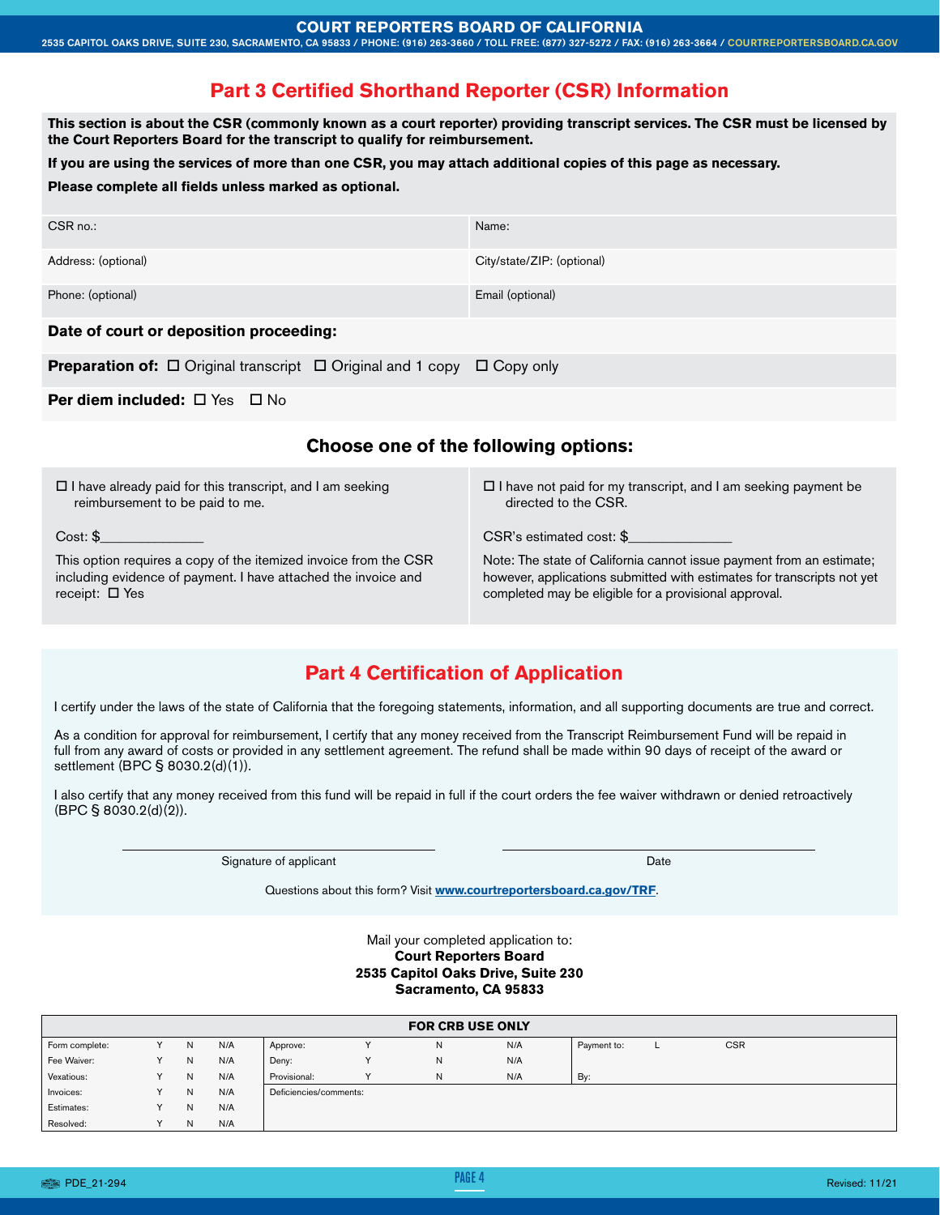## Part 3 Certified Shorthand Reporter (CSR) Information

**This section is about the CSR (commonly known as a court reporter) providing transcript services. The CSR must be licensed by the Court Reporters Board for the transcript to qualify for reimbursement.**

**If you are using the services of more than one CSR, you may attach additional copies of this page as necessary.**

**Please complete all fields unless marked as optional.**

| | |
|---|---|
| CSR no.: | Name: |
| Address: (optional) | City/state/ZIP: (optional) |
| Phone: (optional) | Email (optional) |

**Date of court or deposition proceeding:**

**Preparation of:** ☐ Original transcript ☐ Original and 1 copy ☐ Copy only

**Per diem included:** ☐ Yes ☐ No

### Choose one of the following options:

☐ I have already paid for this transcript, and I am seeking reimbursement to be paid to me.

Cost: $_____________

This option requires a copy of the itemized invoice from the CSR including evidence of payment. I have attached the invoice and receipt: ☐ Yes

☐ I have not paid for my transcript, and I am seeking payment be directed to the CSR.

CSR's estimated cost: $_____________

Note: The state of California cannot issue payment from an estimate; however, applications submitted with estimates for transcripts not yet completed may be eligible for a provisional approval.

## Part 4 Certification of Application

I certify under the laws of the state of California that the foregoing statements, information, and all supporting documents are true and correct.

As a condition for approval for reimbursement, I certify that any money received from the Transcript Reimbursement Fund will be repaid in full from any award of costs or provided in any settlement agreement. The refund shall be made within 90 days of receipt of the award or settlement (BPC § 8030.2(d)(1)).

I also certify that any money received from this fund will be repaid in full if the court orders the fee waiver withdrawn or denied retroactively (BPC § 8030.2(d)(2)).

______________________________ Signature of applicant

______________________________ Date

Questions about this form? Visit **www.courtreportersboard.ca.gov/TRF**.

Mail your completed application to:
**Court Reporters Board**
**2535 Capitol Oaks Drive, Suite 230**
**Sacramento, CA 95833**

**FOR CRB USE ONLY**

| | | | | | | | | | | |
|---|---|---|---|---|---|---|---|---|---|---|
| Form complete: | Y | N | N/A | Approve: | Y | N | N/A | Payment to: | L | CSR |
| Fee Waiver: | Y | N | N/A | Deny: | Y | N | N/A | | | |
| Vexatious: | Y | N | N/A | Provisional: | Y | N | N/A | By: | | |
| Invoices: | Y | N | N/A | Deficiencies/comments: | | | | | | |
| Estimates: | Y | N | N/A | | | | | | | |
| Resolved: | Y | N | N/A | | | | | | | |

PDE_21-294 Revised: 11/21